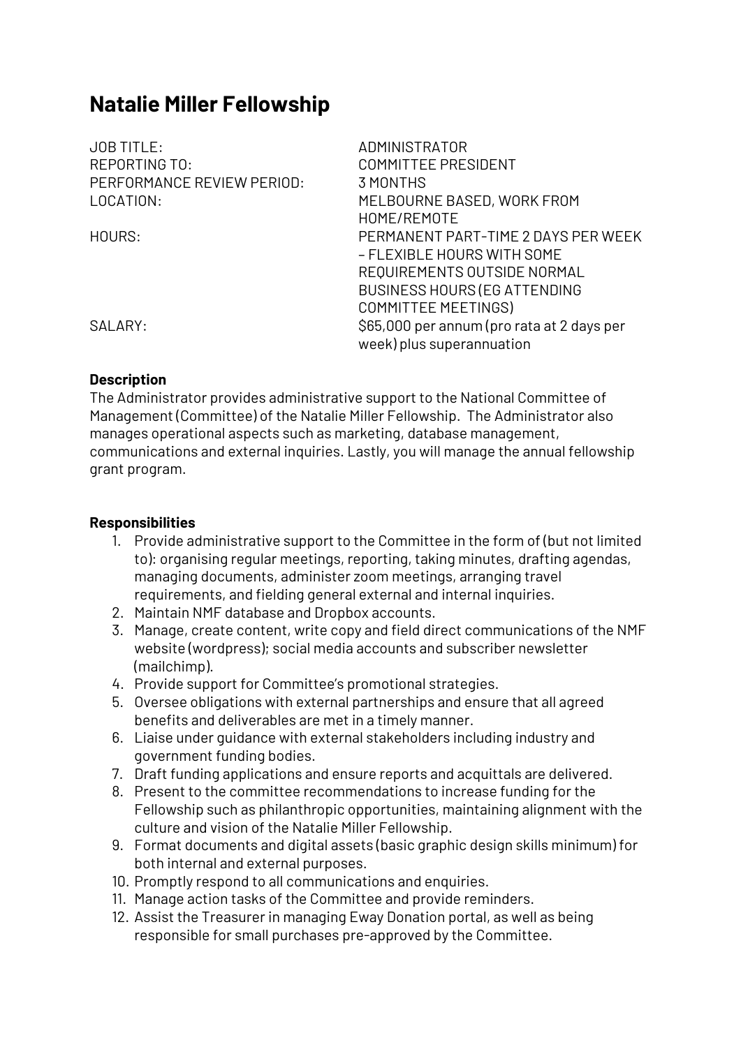# Natalie Miller Fellowship

| | |
|---|---|
| JOB TITLE: | ADMINISTRATOR |
| REPORTING TO: | COMMITTEE PRESIDENT |
| PERFORMANCE REVIEW PERIOD: | 3 MONTHS |
| LOCATION: | MELBOURNE BASED, WORK FROM HOME/REMOTE |
| HOURS: | PERMANENT PART-TIME 2 DAYS PER WEEK – FLEXIBLE HOURS WITH SOME REQUIREMENTS OUTSIDE NORMAL BUSINESS HOURS (EG ATTENDING COMMITTEE MEETINGS) |
| SALARY: | $65,000 per annum (pro rata at 2 days per week) plus superannuation |

**Description**

The Administrator provides administrative support to the National Committee of Management (Committee) of the Natalie Miller Fellowship. The Administrator also manages operational aspects such as marketing, database management, communications and external inquiries. Lastly, you will manage the annual fellowship grant program.

**Responsibilities**

1. Provide administrative support to the Committee in the form of (but not limited to): organising regular meetings, reporting, taking minutes, drafting agendas, managing documents, administer zoom meetings, arranging travel requirements, and fielding general external and internal inquiries.
2. Maintain NMF database and Dropbox accounts.
3. Manage, create content, write copy and field direct communications of the NMF website (wordpress); social media accounts and subscriber newsletter (mailchimp).
4. Provide support for Committee's promotional strategies.
5. Oversee obligations with external partnerships and ensure that all agreed benefits and deliverables are met in a timely manner.
6. Liaise under guidance with external stakeholders including industry and government funding bodies.
7. Draft funding applications and ensure reports and acquittals are delivered.
8. Present to the committee recommendations to increase funding for the Fellowship such as philanthropic opportunities, maintaining alignment with the culture and vision of the Natalie Miller Fellowship.
9. Format documents and digital assets (basic graphic design skills minimum) for both internal and external purposes.
10. Promptly respond to all communications and enquiries.
11. Manage action tasks of the Committee and provide reminders.
12. Assist the Treasurer in managing Eway Donation portal, as well as being responsible for small purchases pre-approved by the Committee.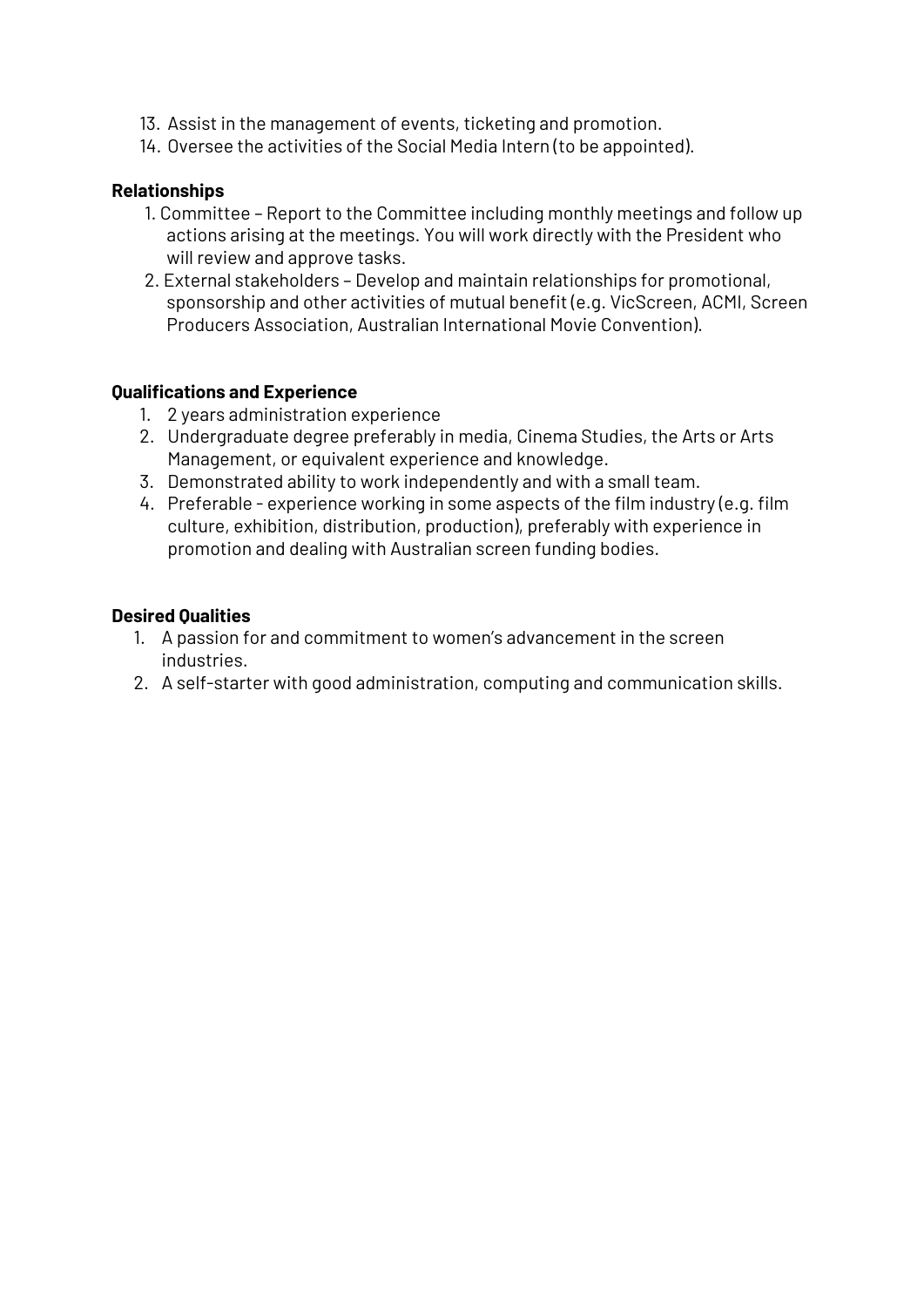13. Assist in the management of events, ticketing and promotion.
14. Oversee the activities of the Social Media Intern (to be appointed).

**Relationships**

1. Committee – Report to the Committee including monthly meetings and follow up actions arising at the meetings. You will work directly with the President who will review and approve tasks.
2. External stakeholders – Develop and maintain relationships for promotional, sponsorship and other activities of mutual benefit (e.g. VicScreen, ACMI, Screen Producers Association, Australian International Movie Convention).

**Qualifications and Experience**

1. 2 years administration experience
2. Undergraduate degree preferably in media, Cinema Studies, the Arts or Arts Management, or equivalent experience and knowledge.
3. Demonstrated ability to work independently and with a small team.
4. Preferable - experience working in some aspects of the film industry (e.g. film culture, exhibition, distribution, production), preferably with experience in promotion and dealing with Australian screen funding bodies.

**Desired Qualities**

1. A passion for and commitment to women's advancement in the screen industries.
2. A self-starter with good administration, computing and communication skills.